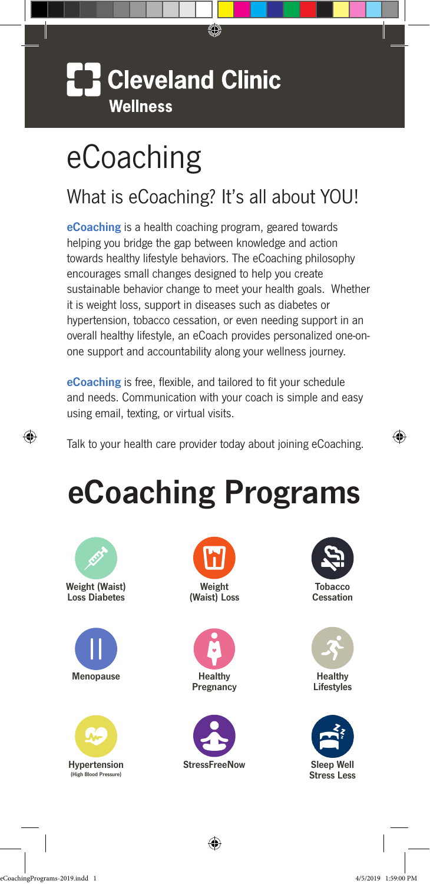# Cleveland Clinic

**Wellness**

# eCoaching

## What is eCoaching? It's all about YOU!

**eCoaching** is a health coaching program, geared towards helping you bridge the gap between knowledge and action towards healthy lifestyle behaviors. The eCoaching philosophy encourages small changes designed to help you create sustainable behavior change to meet your health goals. Whether it is weight loss, support in diseases such as diabetes or hypertension, tobacco cessation, or even needing support in an overall healthy lifestyle, an eCoach provides personalized one-on-one support and accountability along your wellness journey.

**eCoaching** is free, flexible, and tailored to fit your schedule and needs. Communication with your coach is simple and easy using email, texting, or virtual visits.

Talk to your health care provider today about joining eCoaching.

# eCoaching Programs

- **Weight (Waist) Loss Diabetes**
- **Weight (Waist) Loss**
- **Tobacco Cessation**
- **Menopause**
- **Healthy Pregnancy**
- **Healthy Lifestyles**
- **Hypertension** (High Blood Pressure)
- **StressFreeNow**
- **Sleep Well Stress Less**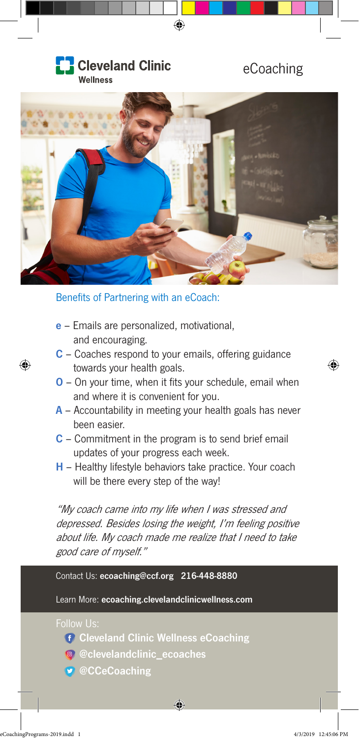Cleveland Clinic Wellness

# eCoaching

## Benefits of Partnering with an eCoach:

- **e** – Emails are personalized, motivational, and encouraging.
- **C** – Coaches respond to your emails, offering guidance towards your health goals.
- **O** – On your time, when it fits your schedule, email when and where it is convenient for you.
- **A** – Accountability in meeting your health goals has never been easier.
- **C** – Commitment in the program is to send brief email updates of your progress each week.
- **H** – Healthy lifestyle behaviors take practice. Your coach will be there every step of the way!

*"My coach came into my life when I was stressed and depressed. Besides losing the weight, I'm feeling positive about life. My coach made me realize that I need to take good care of myself."*

Contact Us: **ecoaching@ccf.org 216-448-8880**

Learn More: **ecoaching.clevelandclinicwellness.com**

Follow Us:

- **Cleveland Clinic Wellness eCoaching**
- **@clevelandclinic_ecoaches**
- **@CCeCoaching**